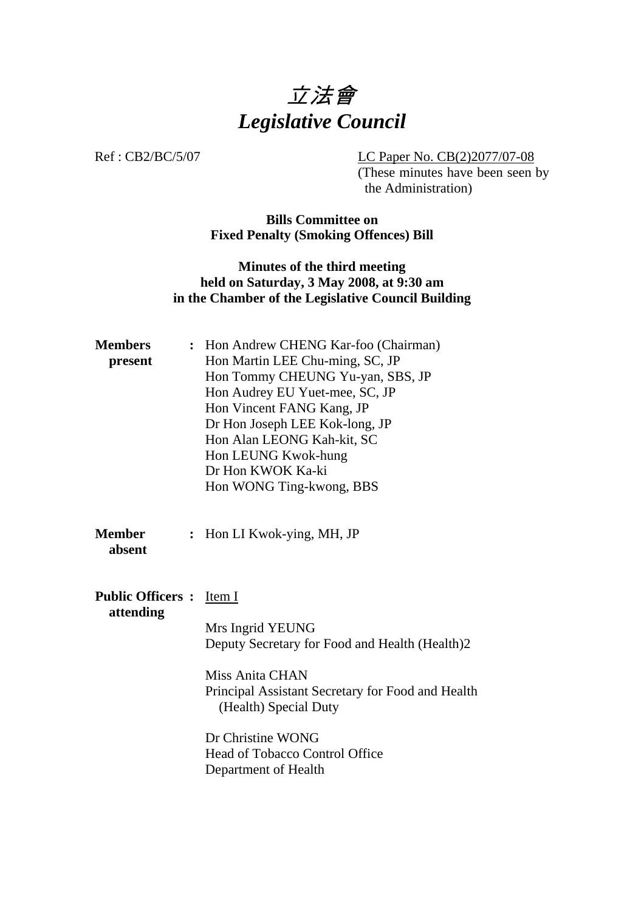# 立法會
# *Legislative Council*

Ref : CB2/BC/5/07

LC Paper No. CB(2)2077/07-08
(These minutes have been seen by the Administration)

**Bills Committee on Fixed Penalty (Smoking Offences) Bill**

**Minutes of the third meeting held on Saturday, 3 May 2008, at 9:30 am in the Chamber of the Legislative Council Building**

**Members present :**
Hon Andrew CHENG Kar-foo (Chairman)
Hon Martin LEE Chu-ming, SC, JP
Hon Tommy CHEUNG Yu-yan, SBS, JP
Hon Audrey EU Yuet-mee, SC, JP
Hon Vincent FANG Kang, JP
Dr Hon Joseph LEE Kok-long, JP
Hon Alan LEONG Kah-kit, SC
Hon LEUNG Kwok-hung
Dr Hon KWOK Ka-ki
Hon WONG Ting-kwong, BBS

**Member absent :**
Hon LI Kwok-ying, MH, JP

**Public Officers attending :**
Item I

Mrs Ingrid YEUNG
Deputy Secretary for Food and Health (Health)2

Miss Anita CHAN
Principal Assistant Secretary for Food and Health (Health) Special Duty

Dr Christine WONG
Head of Tobacco Control Office
Department of Health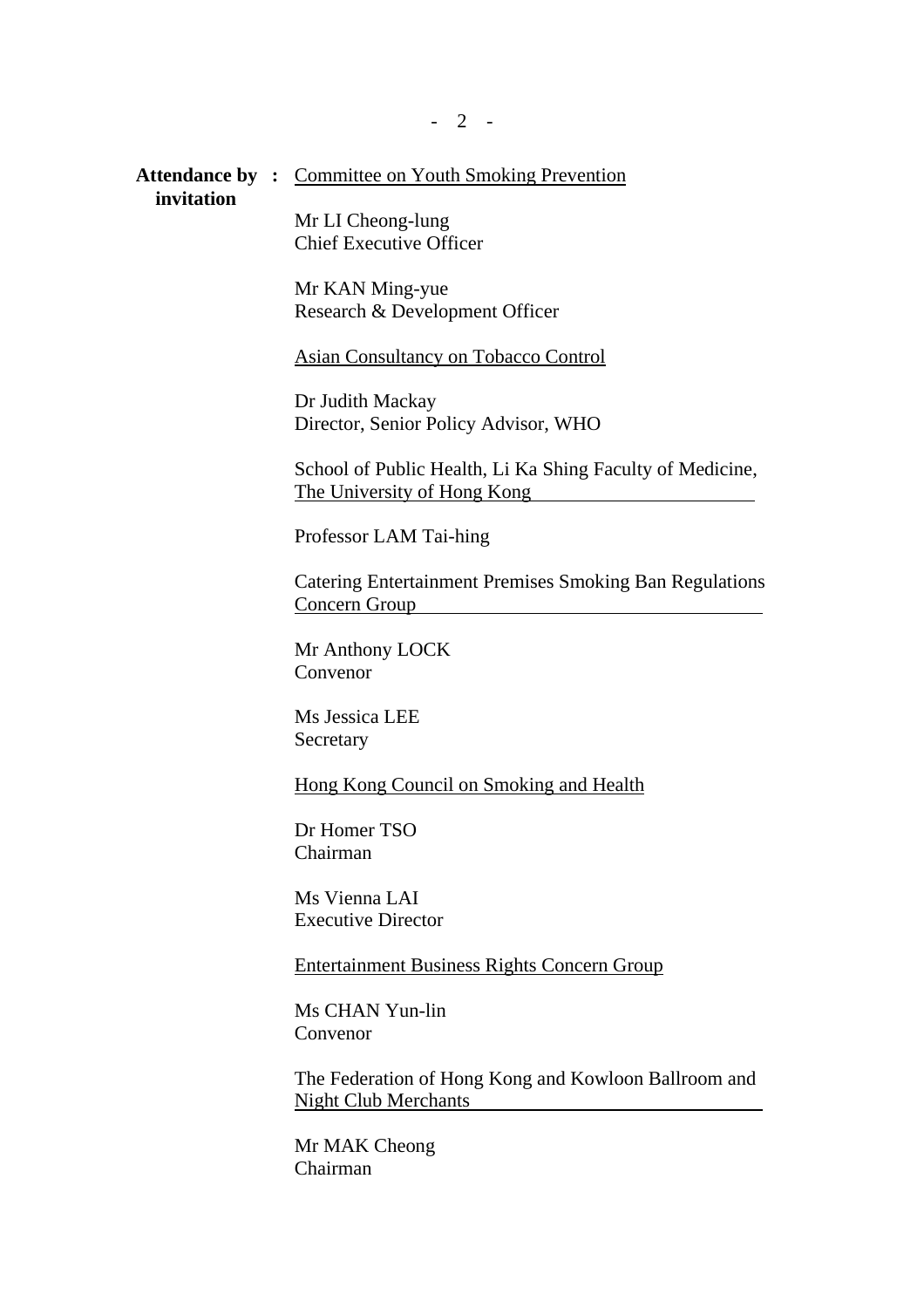**Attendance by invitation** :

Committee on Youth Smoking Prevention

Mr LI Cheong-lung
Chief Executive Officer

Mr KAN Ming-yue
Research & Development Officer

Asian Consultancy on Tobacco Control

Dr Judith Mackay
Director, Senior Policy Advisor, WHO

School of Public Health, Li Ka Shing Faculty of Medicine, The University of Hong Kong

Professor LAM Tai-hing

Catering Entertainment Premises Smoking Ban Regulations Concern Group

Mr Anthony LOCK
Convenor

Ms Jessica LEE
Secretary

Hong Kong Council on Smoking and Health

Dr Homer TSO
Chairman

Ms Vienna LAI
Executive Director

Entertainment Business Rights Concern Group

Ms CHAN Yun-lin
Convenor

The Federation of Hong Kong and Kowloon Ballroom and Night Club Merchants

Mr MAK Cheong
Chairman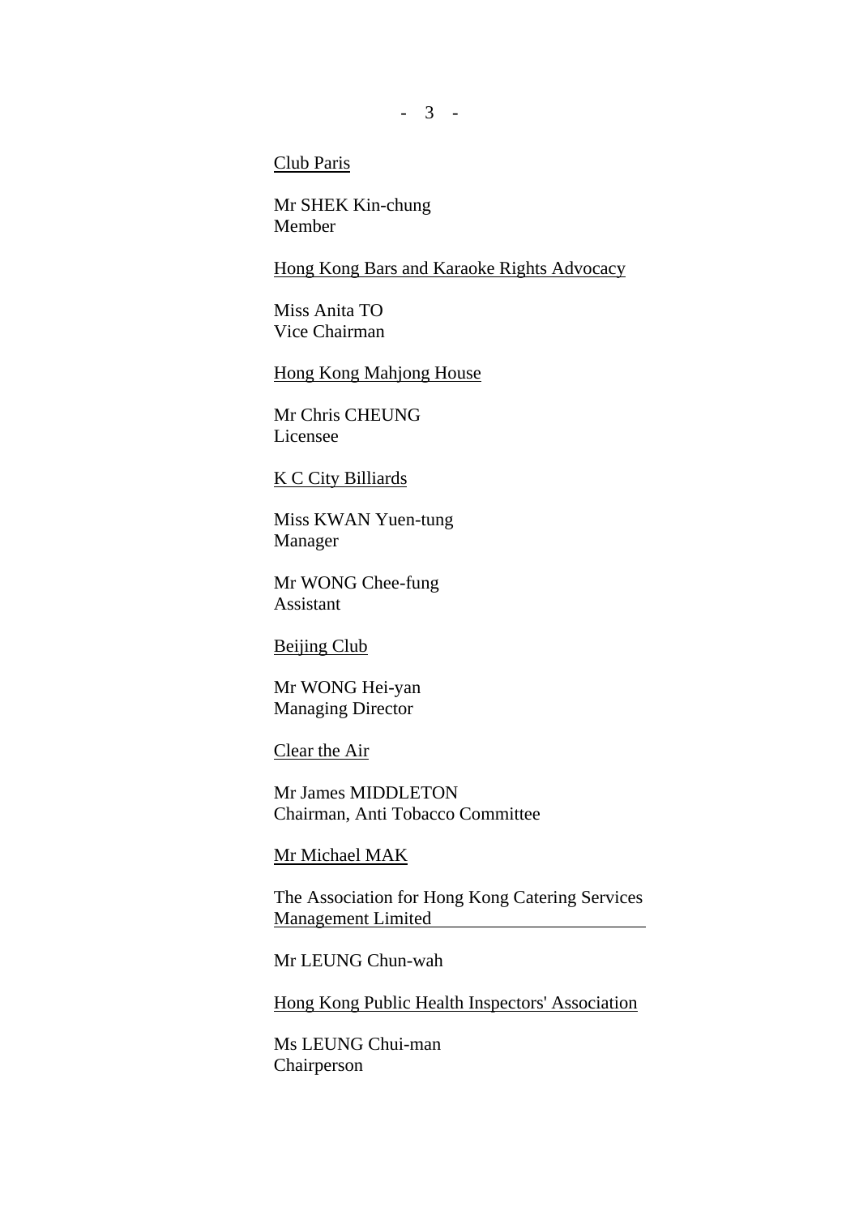<u>Club Paris</u>

Mr SHEK Kin-chung
Member

<u>Hong Kong Bars and Karaoke Rights Advocacy</u>

Miss Anita TO
Vice Chairman

<u>Hong Kong Mahjong House</u>

Mr Chris CHEUNG
Licensee

<u>K C City Billiards</u>

Miss KWAN Yuen-tung
Manager

Mr WONG Chee-fung
Assistant

<u>Beijing Club</u>

Mr WONG Hei-yan
Managing Director

<u>Clear the Air</u>

Mr James MIDDLETON
Chairman, Anti Tobacco Committee

<u>Mr Michael MAK</u>

<u>The Association for Hong Kong Catering Services Management Limited</u>

Mr LEUNG Chun-wah

<u>Hong Kong Public Health Inspectors' Association</u>

Ms LEUNG Chui-man
Chairperson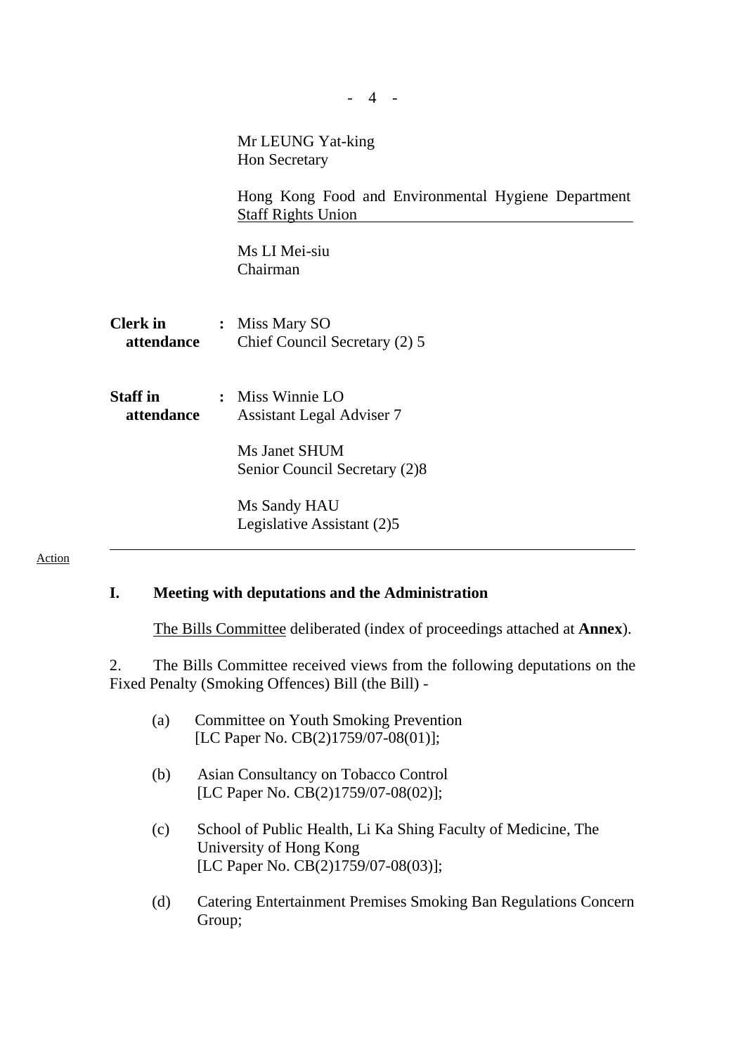Mr LEUNG Yat-king
Hon Secretary

Hong Kong Food and Environmental Hygiene Department Staff Rights Union

Ms LI Mei-siu
Chairman

**Clerk in attendance** : Miss Mary SO
Chief Council Secretary (2) 5

**Staff in attendance** : Miss Winnie LO
Assistant Legal Adviser 7

Ms Janet SHUM
Senior Council Secretary (2)8

Ms Sandy HAU
Legislative Assistant (2)5

---

Action

## I. Meeting with deputations and the Administration

The Bills Committee deliberated (index of proceedings attached at **Annex**).

2. The Bills Committee received views from the following deputations on the Fixed Penalty (Smoking Offences) Bill (the Bill) -

(a) Committee on Youth Smoking Prevention
[LC Paper No. CB(2)1759/07-08(01)];

(b) Asian Consultancy on Tobacco Control
[LC Paper No. CB(2)1759/07-08(02)];

(c) School of Public Health, Li Ka Shing Faculty of Medicine, The University of Hong Kong
[LC Paper No. CB(2)1759/07-08(03)];

(d) Catering Entertainment Premises Smoking Ban Regulations Concern Group;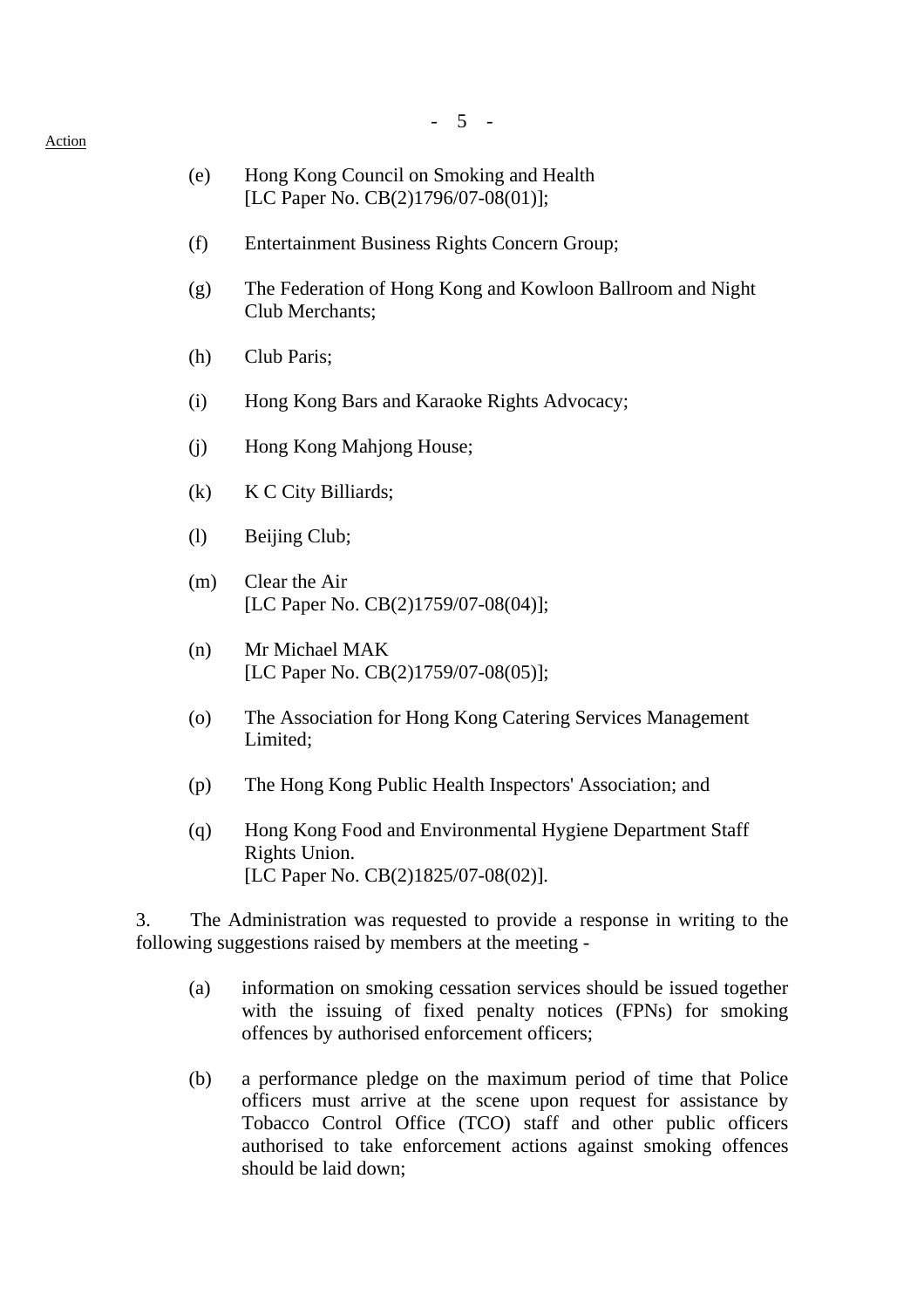(e) Hong Kong Council on Smoking and Health [LC Paper No. CB(2)1796/07-08(01)];

(f) Entertainment Business Rights Concern Group;

(g) The Federation of Hong Kong and Kowloon Ballroom and Night Club Merchants;

(h) Club Paris;

(i) Hong Kong Bars and Karaoke Rights Advocacy;

(j) Hong Kong Mahjong House;

(k) K C City Billiards;

(l) Beijing Club;

(m) Clear the Air [LC Paper No. CB(2)1759/07-08(04)];

(n) Mr Michael MAK [LC Paper No. CB(2)1759/07-08(05)];

(o) The Association for Hong Kong Catering Services Management Limited;

(p) The Hong Kong Public Health Inspectors' Association; and

(q) Hong Kong Food and Environmental Hygiene Department Staff Rights Union. [LC Paper No. CB(2)1825/07-08(02)].

3. The Administration was requested to provide a response in writing to the following suggestions raised by members at the meeting -

(a) information on smoking cessation services should be issued together with the issuing of fixed penalty notices (FPNs) for smoking offences by authorised enforcement officers;

(b) a performance pledge on the maximum period of time that Police officers must arrive at the scene upon request for assistance by Tobacco Control Office (TCO) staff and other public officers authorised to take enforcement actions against smoking offences should be laid down;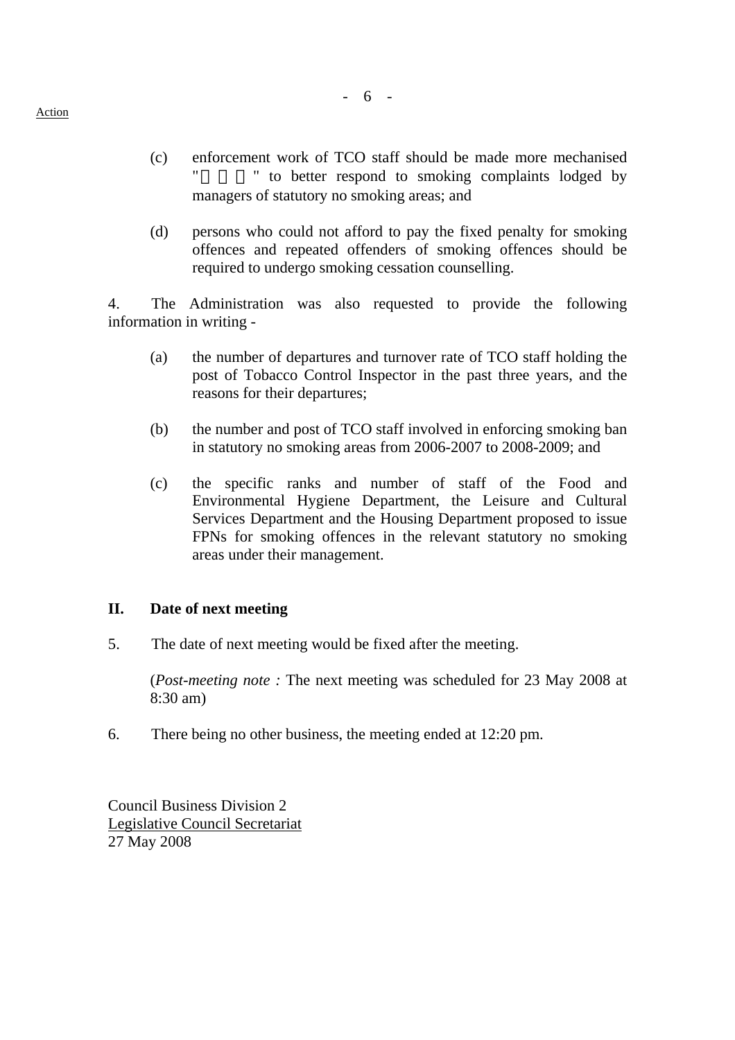(c) enforcement work of TCO staff should be made more mechanised "　　　" to better respond to smoking complaints lodged by managers of statutory no smoking areas; and

(d) persons who could not afford to pay the fixed penalty for smoking offences and repeated offenders of smoking offences should be required to undergo smoking cessation counselling.

4. The Administration was also requested to provide the following information in writing -

(a) the number of departures and turnover rate of TCO staff holding the post of Tobacco Control Inspector in the past three years, and the reasons for their departures;

(b) the number and post of TCO staff involved in enforcing smoking ban in statutory no smoking areas from 2006-2007 to 2008-2009; and

(c) the specific ranks and number of staff of the Food and Environmental Hygiene Department, the Leisure and Cultural Services Department and the Housing Department proposed to issue FPNs for smoking offences in the relevant statutory no smoking areas under their management.

## II. Date of next meeting

5. The date of next meeting would be fixed after the meeting.

(*Post-meeting note :* The next meeting was scheduled for 23 May 2008 at 8:30 am)

6. There being no other business, the meeting ended at 12:20 pm.

Council Business Division 2
Legislative Council Secretariat
27 May 2008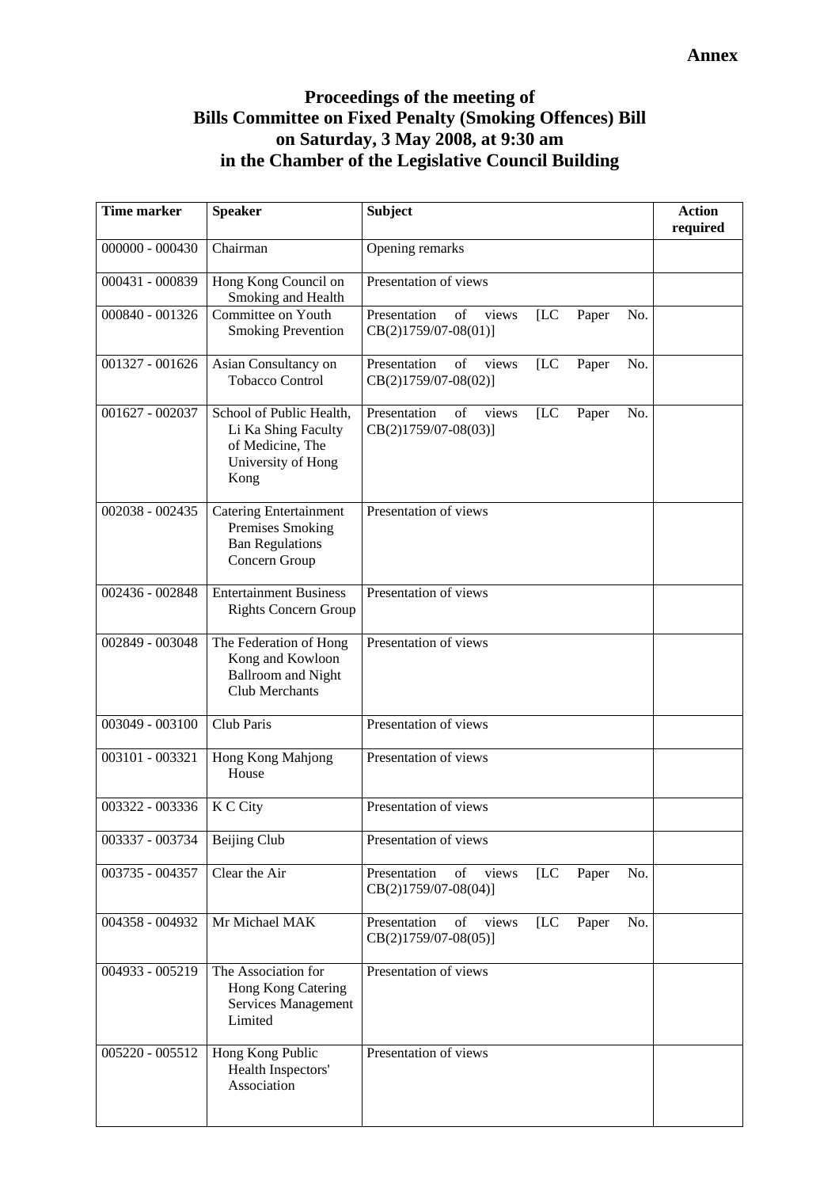**Annex**

# Proceedings of the meeting of Bills Committee on Fixed Penalty (Smoking Offences) Bill on Saturday, 3 May 2008, at 9:30 am in the Chamber of the Legislative Council Building

| Time marker | Speaker | Subject | Action required |
|---|---|---|---|
| 000000 - 000430 | Chairman | Opening remarks | |
| 000431 - 000839 | Hong Kong Council on Smoking and Health | Presentation of views | |
| 000840 - 001326 | Committee on Youth Smoking Prevention | Presentation of views [LC Paper No. CB(2)1759/07-08(01)] | |
| 001327 - 001626 | Asian Consultancy on Tobacco Control | Presentation of views [LC Paper No. CB(2)1759/07-08(02)] | |
| 001627 - 002037 | School of Public Health, Li Ka Shing Faculty of Medicine, The University of Hong Kong | Presentation of views [LC Paper No. CB(2)1759/07-08(03)] | |
| 002038 - 002435 | Catering Entertainment Premises Smoking Ban Regulations Concern Group | Presentation of views | |
| 002436 - 002848 | Entertainment Business Rights Concern Group | Presentation of views | |
| 002849 - 003048 | The Federation of Hong Kong and Kowloon Ballroom and Night Club Merchants | Presentation of views | |
| 003049 - 003100 | Club Paris | Presentation of views | |
| 003101 - 003321 | Hong Kong Mahjong House | Presentation of views | |
| 003322 - 003336 | K C City | Presentation of views | |
| 003337 - 003734 | Beijing Club | Presentation of views | |
| 003735 - 004357 | Clear the Air | Presentation of views [LC Paper No. CB(2)1759/07-08(04)] | |
| 004358 - 004932 | Mr Michael MAK | Presentation of views [LC Paper No. CB(2)1759/07-08(05)] | |
| 004933 - 005219 | The Association for Hong Kong Catering Services Management Limited | Presentation of views | |
| 005220 - 005512 | Hong Kong Public Health Inspectors' Association | Presentation of views | |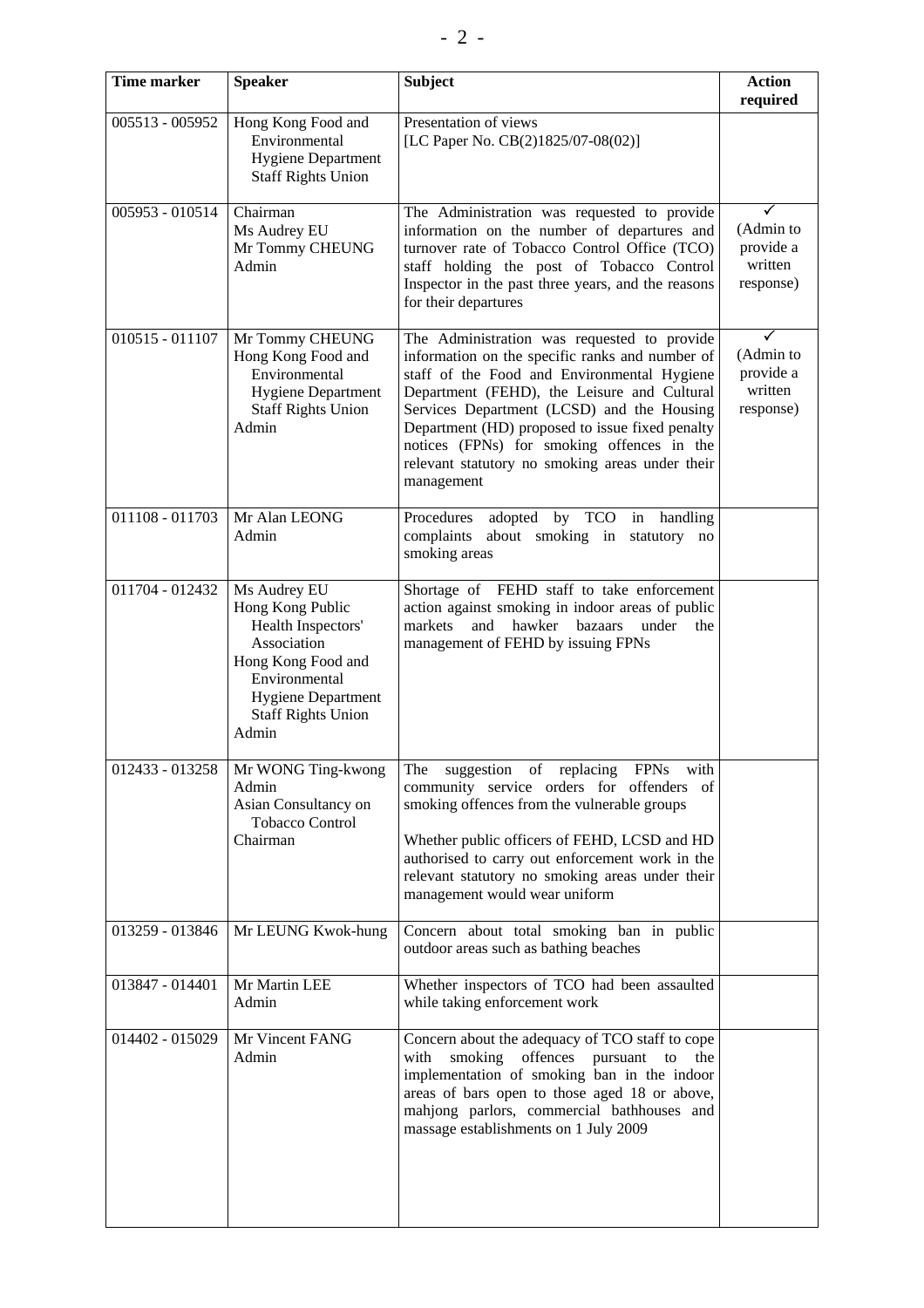| Time marker | Speaker | Subject | Action required |
| --- | --- | --- | --- |
| 005513 - 005952 | Hong Kong Food and Environmental Hygiene Department Staff Rights Union | Presentation of views [LC Paper No. CB(2)1825/07-08(02)] | |
| 005953 - 010514 | Chairman<br>Ms Audrey EU<br>Mr Tommy CHEUNG<br>Admin | The Administration was requested to provide information on the number of departures and turnover rate of Tobacco Control Office (TCO) staff holding the post of Tobacco Control Inspector in the past three years, and the reasons for their departures | ✓ (Admin to provide a written response) |
| 010515 - 011107 | Mr Tommy CHEUNG<br>Hong Kong Food and Environmental Hygiene Department Staff Rights Union<br>Admin | The Administration was requested to provide information on the specific ranks and number of staff of the Food and Environmental Hygiene Department (FEHD), the Leisure and Cultural Services Department (LCSD) and the Housing Department (HD) proposed to issue fixed penalty notices (FPNs) for smoking offences in the relevant statutory no smoking areas under their management | ✓ (Admin to provide a written response) |
| 011108 - 011703 | Mr Alan LEONG<br>Admin | Procedures adopted by TCO in handling complaints about smoking in statutory no smoking areas | |
| 011704 - 012432 | Ms Audrey EU<br>Hong Kong Public Health Inspectors' Association<br>Hong Kong Food and Environmental Hygiene Department Staff Rights Union<br>Admin | Shortage of FEHD staff to take enforcement action against smoking in indoor areas of public markets and hawker bazaars under the management of FEHD by issuing FPNs | |
| 012433 - 013258 | Mr WONG Ting-kwong<br>Admin<br>Asian Consultancy on Tobacco Control<br>Chairman | The suggestion of replacing FPNs with community service orders for offenders of smoking offences from the vulnerable groups<br><br>Whether public officers of FEHD, LCSD and HD authorised to carry out enforcement work in the relevant statutory no smoking areas under their management would wear uniform | |
| 013259 - 013846 | Mr LEUNG Kwok-hung | Concern about total smoking ban in public outdoor areas such as bathing beaches | |
| 013847 - 014401 | Mr Martin LEE<br>Admin | Whether inspectors of TCO had been assaulted while taking enforcement work | |
| 014402 - 015029 | Mr Vincent FANG<br>Admin | Concern about the adequacy of TCO staff to cope with smoking offences pursuant to the implementation of smoking ban in the indoor areas of bars open to those aged 18 or above, mahjong parlors, commercial bathhouses and massage establishments on 1 July 2009 | |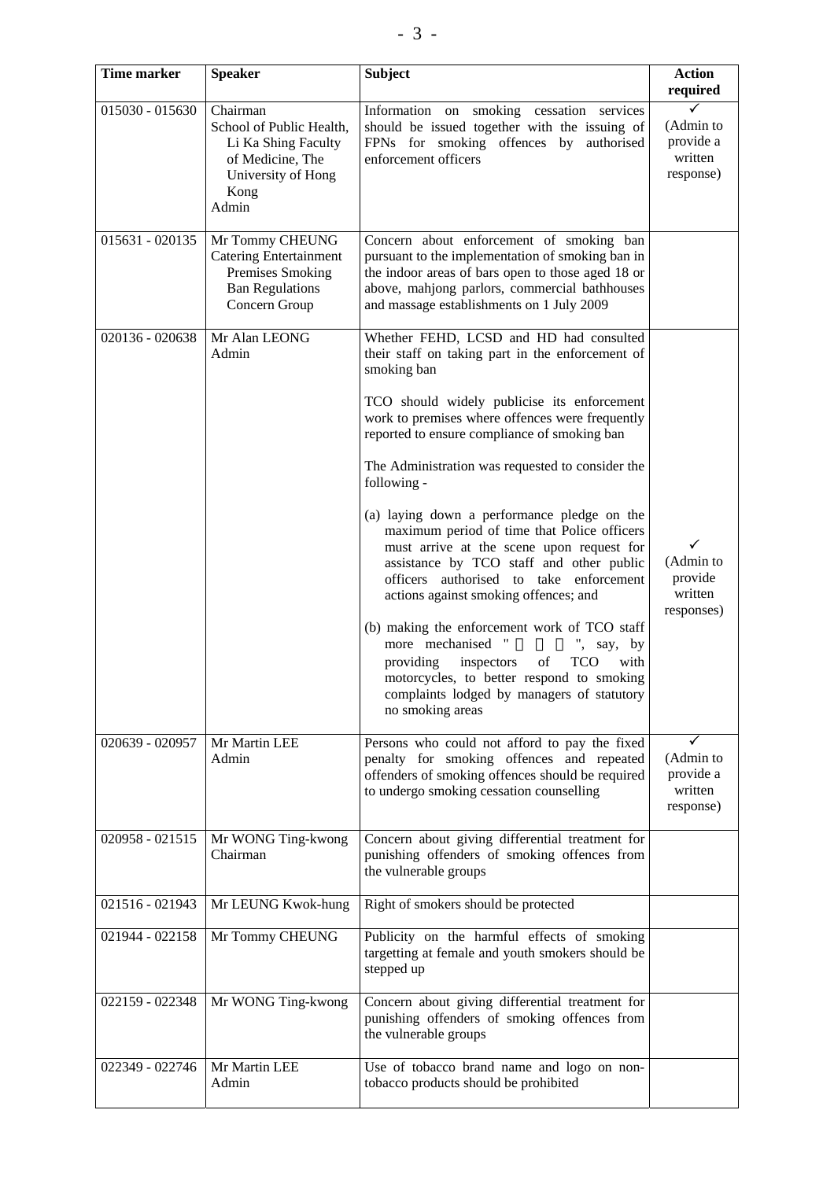| Time marker | Speaker | Subject | Action required |
|---|---|---|---|
| 015030 - 015630 | Chairman<br>School of Public Health, Li Ka Shing Faculty of Medicine, The University of Hong Kong<br>Admin | Information on smoking cessation services should be issued together with the issuing of FPNs for smoking offences by authorised enforcement officers | ✓<br>(Admin to provide a written response) |
| 015631 - 020135 | Mr Tommy CHEUNG<br>Catering Entertainment Premises Smoking Ban Regulations Concern Group | Concern about enforcement of smoking ban pursuant to the implementation of smoking ban in the indoor areas of bars open to those aged 18 or above, mahjong parlors, commercial bathhouses and massage establishments on 1 July 2009 | |
| 020136 - 020638 | Mr Alan LEONG<br>Admin | Whether FEHD, LCSD and HD had consulted their staff on taking part in the enforcement of smoking ban<br><br>TCO should widely publicise its enforcement work to premises where offences were frequently reported to ensure compliance of smoking ban<br><br>The Administration was requested to consider the following -<br><br>(a) laying down a performance pledge on the maximum period of time that Police officers must arrive at the scene upon request for assistance by TCO staff and other public officers authorised to take enforcement actions against smoking offences; and<br><br>(b) making the enforcement work of TCO staff more mechanised "&nbsp;&nbsp;&nbsp;&nbsp;", say, by providing inspectors of TCO with motorcycles, to better respond to smoking complaints lodged by managers of statutory no smoking areas | ✓<br>(Admin to provide written responses) |
| 020639 - 020957 | Mr Martin LEE<br>Admin | Persons who could not afford to pay the fixed penalty for smoking offences and repeated offenders of smoking offences should be required to undergo smoking cessation counselling | ✓<br>(Admin to provide a written response) |
| 020958 - 021515 | Mr WONG Ting-kwong<br>Chairman | Concern about giving differential treatment for punishing offenders of smoking offences from the vulnerable groups | |
| 021516 - 021943 | Mr LEUNG Kwok-hung | Right of smokers should be protected | |
| 021944 - 022158 | Mr Tommy CHEUNG | Publicity on the harmful effects of smoking targetting at female and youth smokers should be stepped up | |
| 022159 - 022348 | Mr WONG Ting-kwong | Concern about giving differential treatment for punishing offenders of smoking offences from the vulnerable groups | |
| 022349 - 022746 | Mr Martin LEE<br>Admin | Use of tobacco brand name and logo on non-tobacco products should be prohibited | |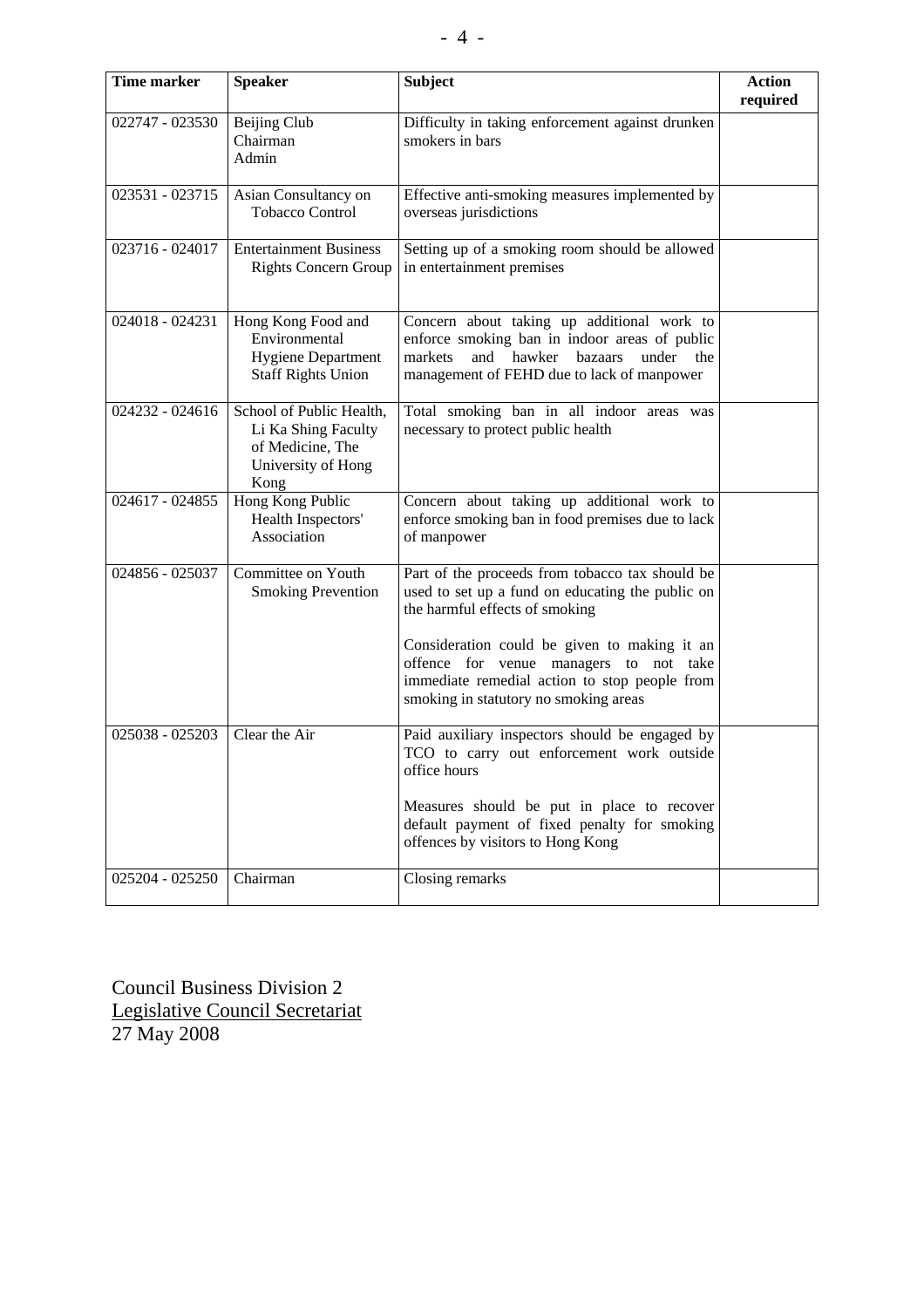| Time marker | Speaker | Subject | Action required |
|---|---|---|---|
| 022747 - 023530 | Beijing Club<br>Chairman<br>Admin | Difficulty in taking enforcement against drunken smokers in bars | |
| 023531 - 023715 | Asian Consultancy on Tobacco Control | Effective anti-smoking measures implemented by overseas jurisdictions | |
| 023716 - 024017 | Entertainment Business Rights Concern Group | Setting up of a smoking room should be allowed in entertainment premises | |
| 024018 - 024231 | Hong Kong Food and Environmental Hygiene Department Staff Rights Union | Concern about taking up additional work to enforce smoking ban in indoor areas of public markets and hawker bazaars under the management of FEHD due to lack of manpower | |
| 024232 - 024616 | School of Public Health, Li Ka Shing Faculty of Medicine, The University of Hong Kong | Total smoking ban in all indoor areas was necessary to protect public health | |
| 024617 - 024855 | Hong Kong Public Health Inspectors' Association | Concern about taking up additional work to enforce smoking ban in food premises due to lack of manpower | |
| 024856 - 025037 | Committee on Youth Smoking Prevention | Part of the proceeds from tobacco tax should be used to set up a fund on educating the public on the harmful effects of smoking<br><br>Consideration could be given to making it an offence for venue managers to not take immediate remedial action to stop people from smoking in statutory no smoking areas | |
| 025038 - 025203 | Clear the Air | Paid auxiliary inspectors should be engaged by TCO to carry out enforcement work outside office hours<br><br>Measures should be put in place to recover default payment of fixed penalty for smoking offences by visitors to Hong Kong | |
| 025204 - 025250 | Chairman | Closing remarks | |

Council Business Division 2
Legislative Council Secretariat
27 May 2008